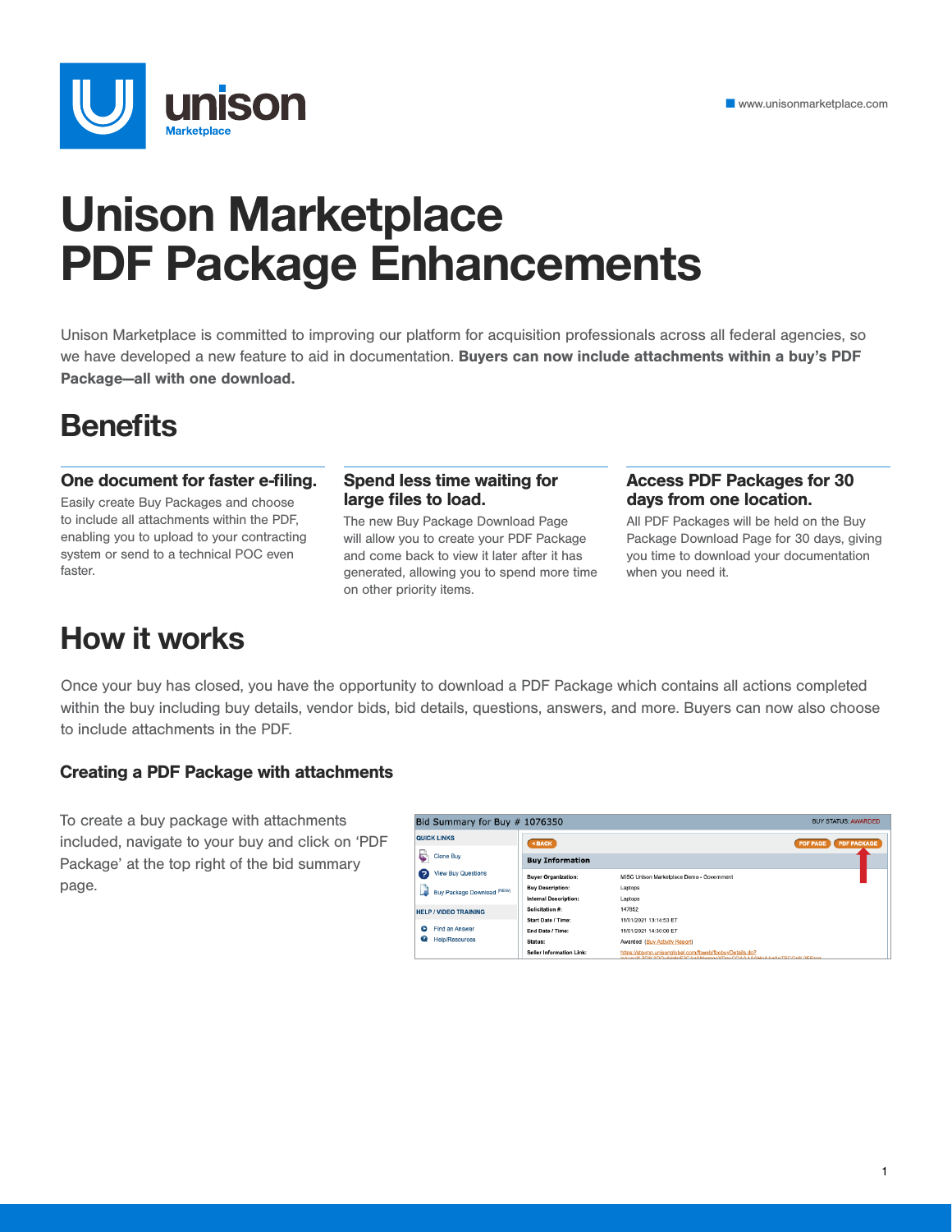# Unison Marketplace PDF Package Enhancements

Unison Marketplace is committed to improving our platform for acquisition professionals across all federal agencies, so we have developed a new feature to aid in documentation. **Buyers can now include attachments within a buy's PDF Package—all with one download.**

## Benefits

### One document for faster e-filing.

Easily create Buy Packages and choose to include all attachments within the PDF, enabling you to upload to your contracting system or send to a technical POC even faster.

### Spend less time waiting for large files to load.

The new Buy Package Download Page will allow you to create your PDF Package and come back to view it later after it has generated, allowing you to spend more time on other priority items.

### Access PDF Packages for 30 days from one location.

All PDF Packages will be held on the Buy Package Download Page for 30 days, giving you time to download your documentation when you need it.

## How it works

Once your buy has closed, you have the opportunity to download a PDF Package which contains all actions completed within the buy including buy details, vendor bids, bid details, questions, answers, and more. Buyers can now also choose to include attachments in the PDF.

### Creating a PDF Package with attachments

To create a buy package with attachments included, navigate to your buy and click on 'PDF Package' at the top right of the bid summary page.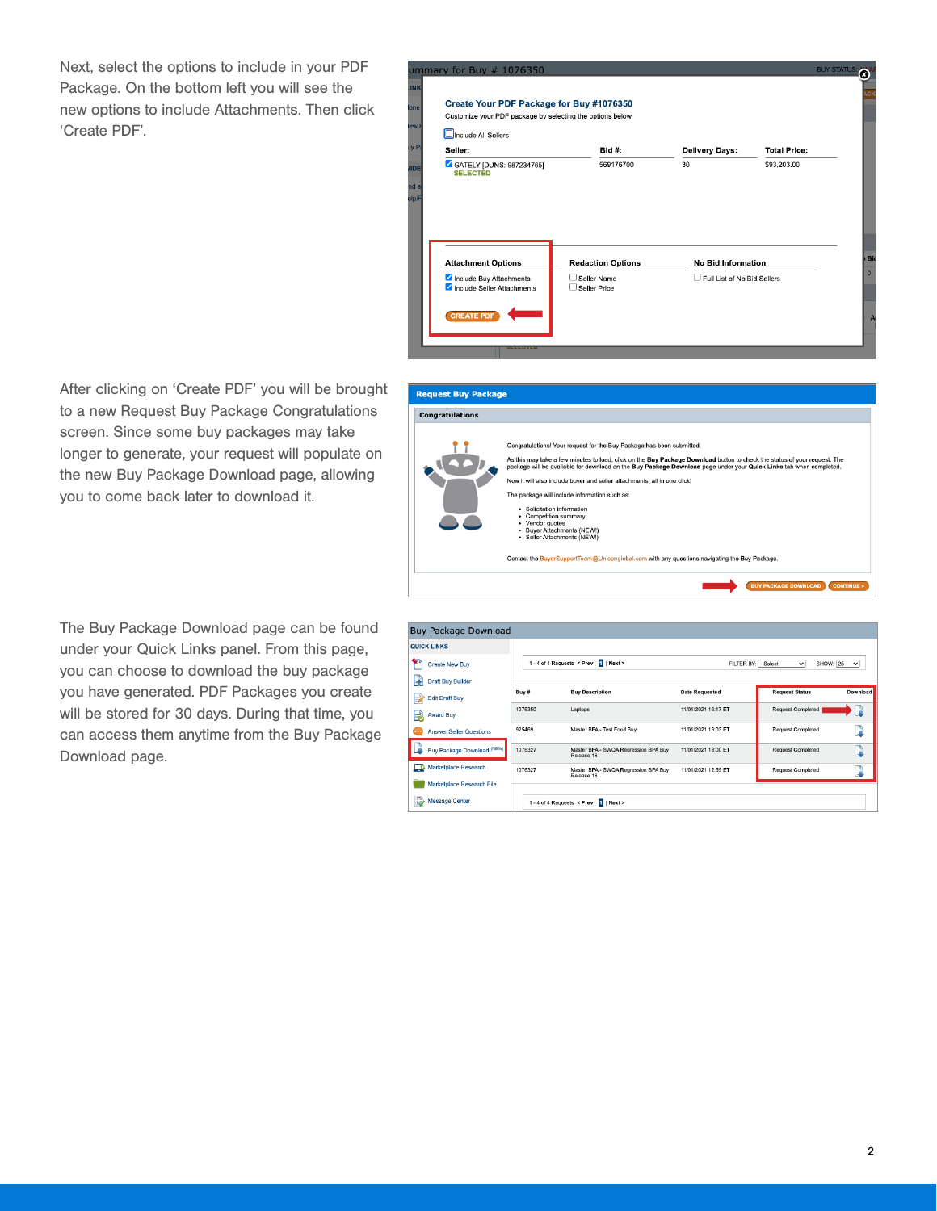Next, select the options to include in your PDF Package. On the bottom left you will see the new options to include Attachments. Then click 'Create PDF'.

After clicking on 'Create PDF' you will be brought to a new Request Buy Package Congratulations screen. Since some buy packages may take longer to generate, your request will populate on the new Buy Package Download page, allowing you to come back later to download it.

The Buy Package Download page can be found under your Quick Links panel. From this page, you can choose to download the buy package you have generated. PDF Packages you create will be stored for 30 days. During that time, you can access them anytime from the Buy Package Download page.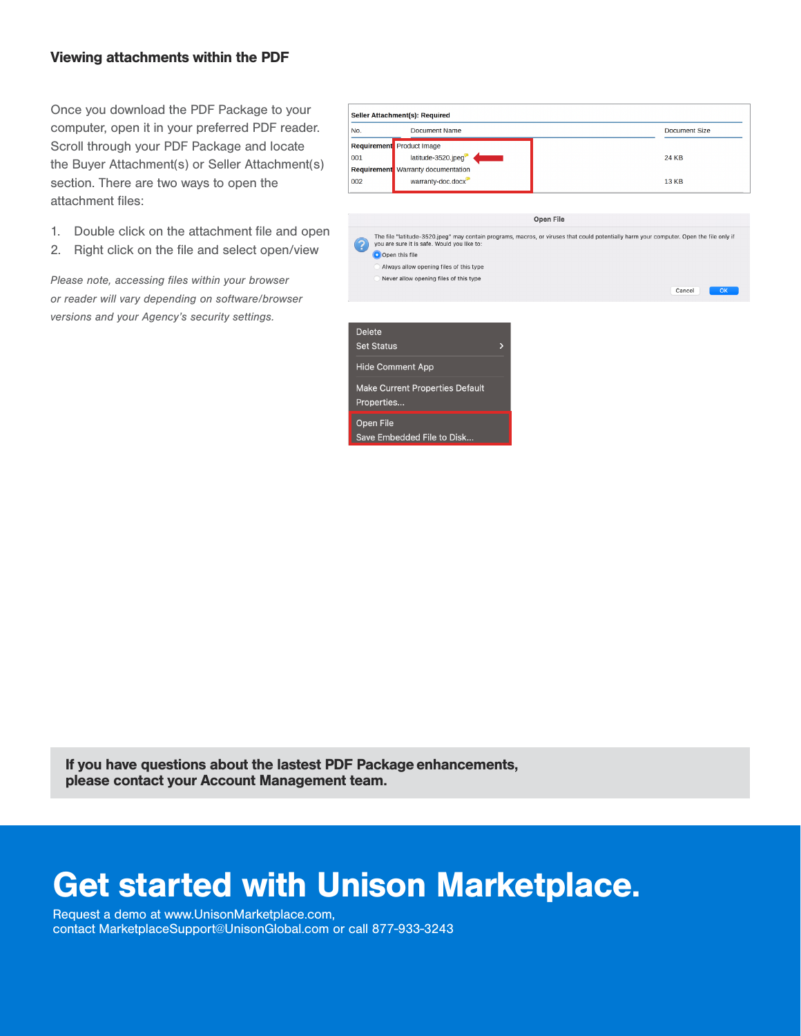### Viewing attachments within the PDF

Once you download the PDF Package to your computer, open it in your preferred PDF reader. Scroll through your PDF Package and locate the Buyer Attachment(s) or Seller Attachment(s) section. There are two ways to open the attachment files:

1. Double click on the attachment file and open
2. Right click on the file and select open/view

*Please note, accessing files within your browser or reader will vary depending on software/browser versions and your Agency's security settings.*

**If you have questions about the lastest PDF Package enhancements, please contact your Account Management team.**

# Get started with Unison Marketplace.

Request a demo at www.UnisonMarketplace.com,
contact MarketplaceSupport@UnisonGlobal.com or call 877-933-3243